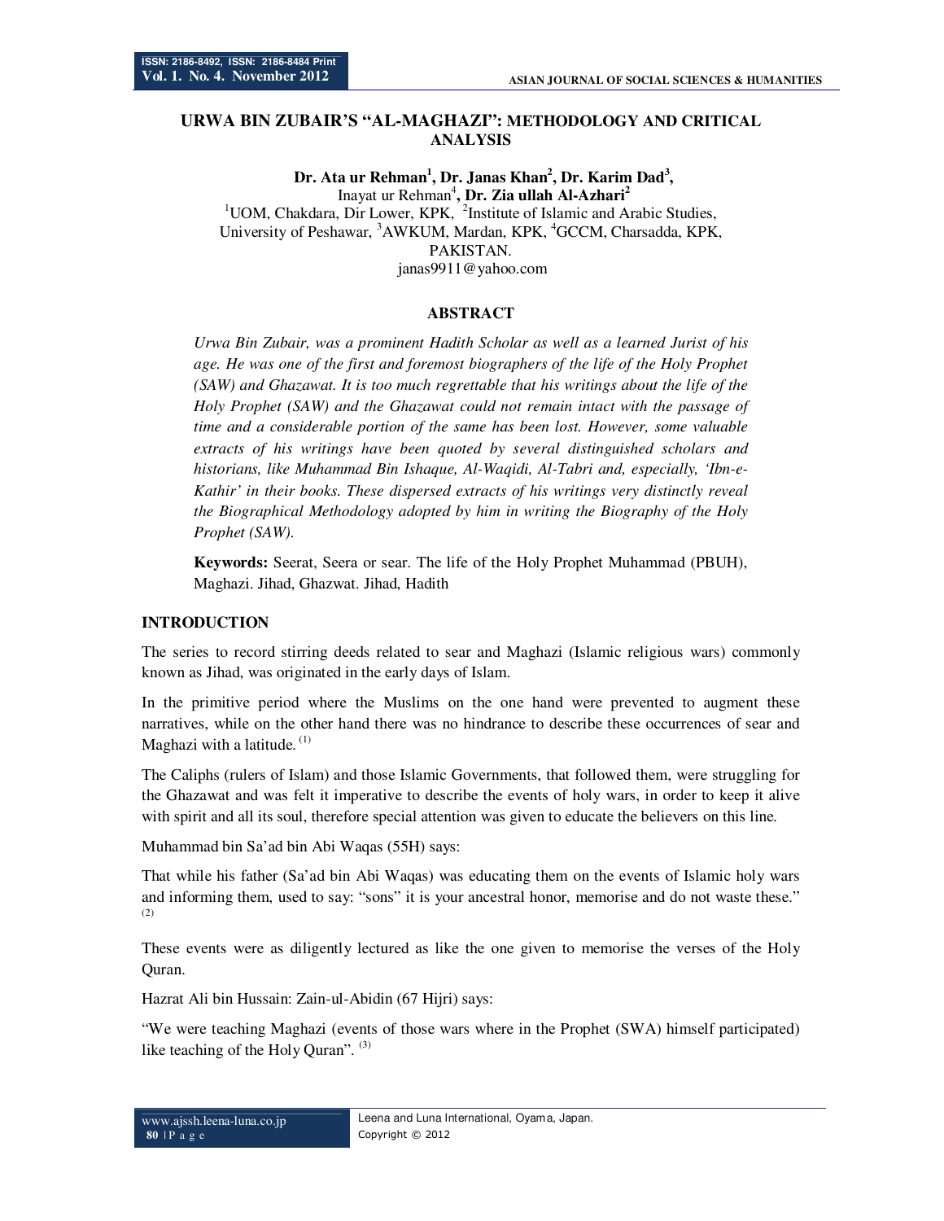# URWA BIN ZUBAIR'S "AL-MAGHAZI": METHODOLOGY AND CRITICAL ANALYSIS

**Dr. Ata ur Rehman[1], Dr. Janas Khan[2], Dr. Karim Dad[3],**
Inayat ur Rehman[4]**, Dr. Zia ullah Al-Azhari[2]**

[1]UOM, Chakdara, Dir Lower, KPK, [2]Institute of Islamic and Arabic Studies, University of Peshawar, [3]AWKUM, Mardan, KPK, [4]GCCM, Charsadda, KPK, PAKISTAN.

janas9911@yahoo.com

## ABSTRACT

*Urwa Bin Zubair, was a prominent Hadith Scholar as well as a learned Jurist of his age. He was one of the first and foremost biographers of the life of the Holy Prophet (SAW) and Ghazawat. It is too much regrettable that his writings about the life of the Holy Prophet (SAW) and the Ghazawat could not remain intact with the passage of time and a considerable portion of the same has been lost. However, some valuable extracts of his writings have been quoted by several distinguished scholars and historians, like Muhammad Bin Ishaque, Al-Waqidi, Al-Tabri and, especially, 'Ibn-e-Kathir' in their books. These dispersed extracts of his writings very distinctly reveal the Biographical Methodology adopted by him in writing the Biography of the Holy Prophet (SAW).*

**Keywords:** Seerat, Seera or sear. The life of the Holy Prophet Muhammad (PBUH), Maghazi. Jihad, Ghazwat. Jihad, Hadith

## INTRODUCTION

The series to record stirring deeds related to sear and Maghazi (Islamic religious wars) commonly known as Jihad, was originated in the early days of Islam.

In the primitive period where the Muslims on the one hand were prevented to augment these narratives, while on the other hand there was no hindrance to describe these occurrences of sear and Maghazi with a latitude. (1)

The Caliphs (rulers of Islam) and those Islamic Governments, that followed them, were struggling for the Ghazawat and was felt it imperative to describe the events of holy wars, in order to keep it alive with spirit and all its soul, therefore special attention was given to educate the believers on this line.

Muhammad bin Sa'ad bin Abi Waqas (55H) says:

That while his father (Sa'ad bin Abi Waqas) was educating them on the events of Islamic holy wars and informing them, used to say: "sons" it is your ancestral honor, memorise and do not waste these." (2)

These events were as diligently lectured as like the one given to memorise the verses of the Holy Quran.

Hazrat Ali bin Hussain: Zain-ul-Abidin (67 Hijri) says:

"We were teaching Maghazi (events of those wars where in the Prophet (SWA) himself participated) like teaching of the Holy Quran". (3)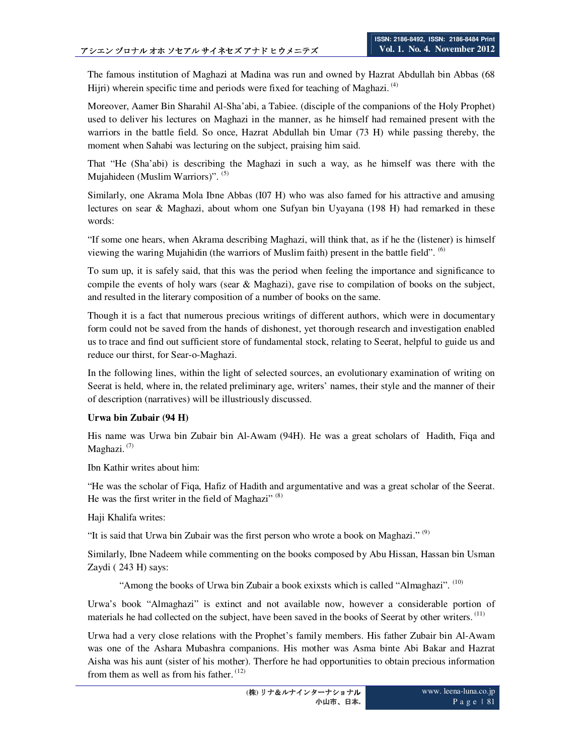The famous institution of Maghazi at Madina was run and owned by Hazrat Abdullah bin Abbas (68 Hijri) wherein specific time and periods were fixed for teaching of Maghazi. [4]

Moreover, Aamer Bin Sharahil Al-Sha'abi, a Tabiee. (disciple of the companions of the Holy Prophet) used to deliver his lectures on Maghazi in the manner, as he himself had remained present with the warriors in the battle field. So once, Hazrat Abdullah bin Umar (73 H) while passing thereby, the moment when Sahabi was lecturing on the subject, praising him said.

That "He (Sha'abi) is describing the Maghazi in such a way, as he himself was there with the Mujahideen (Muslim Warriors)". [5]

Similarly, one Akrama Mola Ibne Abbas (I07 H) who was also famed for his attractive and amusing lectures on sear & Maghazi, about whom one Sufyan bin Uyayana (198 H) had remarked in these words:

"If some one hears, when Akrama describing Maghazi, will think that, as if he the (listener) is himself viewing the waring Mujahidin (the warriors of Muslim faith) present in the battle field". [6]

To sum up, it is safely said, that this was the period when feeling the importance and significance to compile the events of holy wars (sear & Maghazi), gave rise to compilation of books on the subject, and resulted in the literary composition of a number of books on the same.

Though it is a fact that numerous precious writings of different authors, which were in documentary form could not be saved from the hands of dishonest, yet thorough research and investigation enabled us to trace and find out sufficient store of fundamental stock, relating to Seerat, helpful to guide us and reduce our thirst, for Sear-o-Maghazi.

In the following lines, within the light of selected sources, an evolutionary examination of writing on Seerat is held, where in, the related preliminary age, writers' names, their style and the manner of their of description (narratives) will be illustriously discussed.

**Urwa bin Zubair (94 H)**

His name was Urwa bin Zubair bin Al-Awam (94H). He was a great scholars of Hadith, Fiqa and Maghazi. [7]

Ibn Kathir writes about him:

"He was the scholar of Fiqa, Hafiz of Hadith and argumentative and was a great scholar of the Seerat. He was the first writer in the field of Maghazi" [8]

Haji Khalifa writes:

"It is said that Urwa bin Zubair was the first person who wrote a book on Maghazi." [9]

Similarly, Ibne Nadeem while commenting on the books composed by Abu Hissan, Hassan bin Usman Zaydi ( 243 H) says:

> "Among the books of Urwa bin Zubair a book exixsts which is called "Almaghazi". [10]

Urwa's book "Almaghazi" is extinct and not available now, however a considerable portion of materials he had collected on the subject, have been saved in the books of Seerat by other writers. [11]

Urwa had a very close relations with the Prophet's family members. His father Zubair bin Al-Awam was one of the Ashara Mubashra companions. His mother was Asma binte Abi Bakar and Hazrat Aisha was his aunt (sister of his mother). Therfore he had opportunities to obtain precious information from them as well as from his father. [12]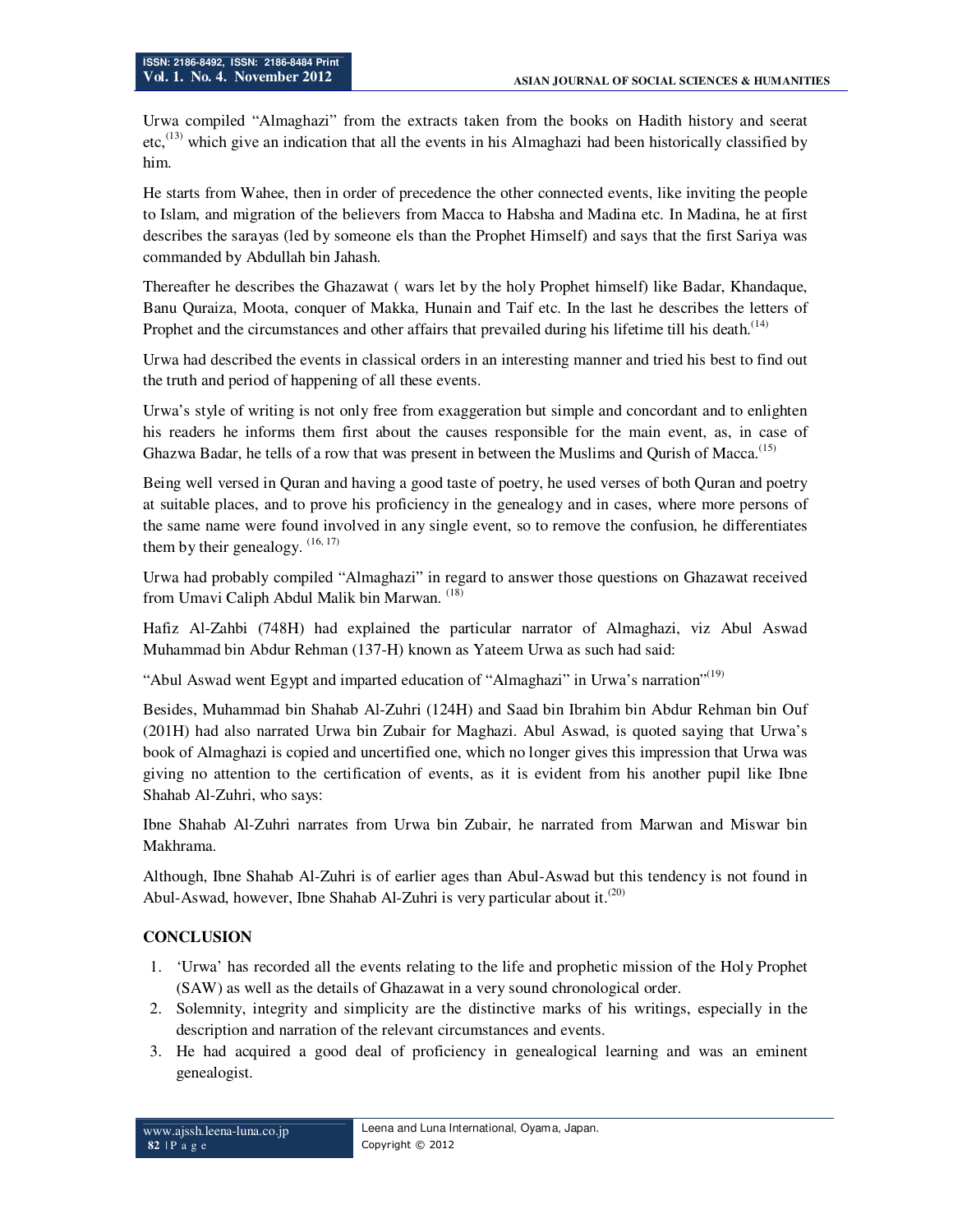Urwa compiled “Almaghazi” from the extracts taken from the books on Hadith history and seerat etc,[13] which give an indication that all the events in his Almaghazi had been historically classified by him.

He starts from Wahee, then in order of precedence the other connected events, like inviting the people to Islam, and migration of the believers from Macca to Habsha and Madina etc. In Madina, he at first describes the sarayas (led by someone els than the Prophet Himself) and says that the first Sariya was commanded by Abdullah bin Jahash.

Thereafter he describes the Ghazawat ( wars let by the holy Prophet himself) like Badar, Khandaque, Banu Quraiza, Moota, conquer of Makka, Hunain and Taif etc. In the last he describes the letters of Prophet and the circumstances and other affairs that prevailed during his lifetime till his death.[14]

Urwa had described the events in classical orders in an interesting manner and tried his best to find out the truth and period of happening of all these events.

Urwa’s style of writing is not only free from exaggeration but simple and concordant and to enlighten his readers he informs them first about the causes responsible for the main event, as, in case of Ghazwa Badar, he tells of a row that was present in between the Muslims and Qurish of Macca.[15]

Being well versed in Quran and having a good taste of poetry, he used verses of both Quran and poetry at suitable places, and to prove his proficiency in the genealogy and in cases, where more persons of the same name were found involved in any single event, so to remove the confusion, he differentiates them by their genealogy. [16, 17]

Urwa had probably compiled “Almaghazi” in regard to answer those questions on Ghazawat received from Umavi Caliph Abdul Malik bin Marwan. [18]

Hafiz Al-Zahbi (748H) had explained the particular narrator of Almaghazi, viz Abul Aswad Muhammad bin Abdur Rehman (137-H) known as Yateem Urwa as such had said:

“Abul Aswad went Egypt and imparted education of “Almaghazi” in Urwa’s narration”[19]

Besides, Muhammad bin Shahab Al-Zuhri (124H) and Saad bin Ibrahim bin Abdur Rehman bin Ouf (201H) had also narrated Urwa bin Zubair for Maghazi. Abul Aswad, is quoted saying that Urwa’s book of Almaghazi is copied and uncertified one, which no longer gives this impression that Urwa was giving no attention to the certification of events, as it is evident from his another pupil like Ibne Shahab Al-Zuhri, who says:

Ibne Shahab Al-Zuhri narrates from Urwa bin Zubair, he narrated from Marwan and Miswar bin Makhrama.

Although, Ibne Shahab Al-Zuhri is of earlier ages than Abul-Aswad but this tendency is not found in Abul-Aswad, however, Ibne Shahab Al-Zuhri is very particular about it.[20]

## CONCLUSION

1. ‘Urwa’ has recorded all the events relating to the life and prophetic mission of the Holy Prophet (SAW) as well as the details of Ghazawat in a very sound chronological order.
2. Solemnity, integrity and simplicity are the distinctive marks of his writings, especially in the description and narration of the relevant circumstances and events.
3. He had acquired a good deal of proficiency in genealogical learning and was an eminent genealogist.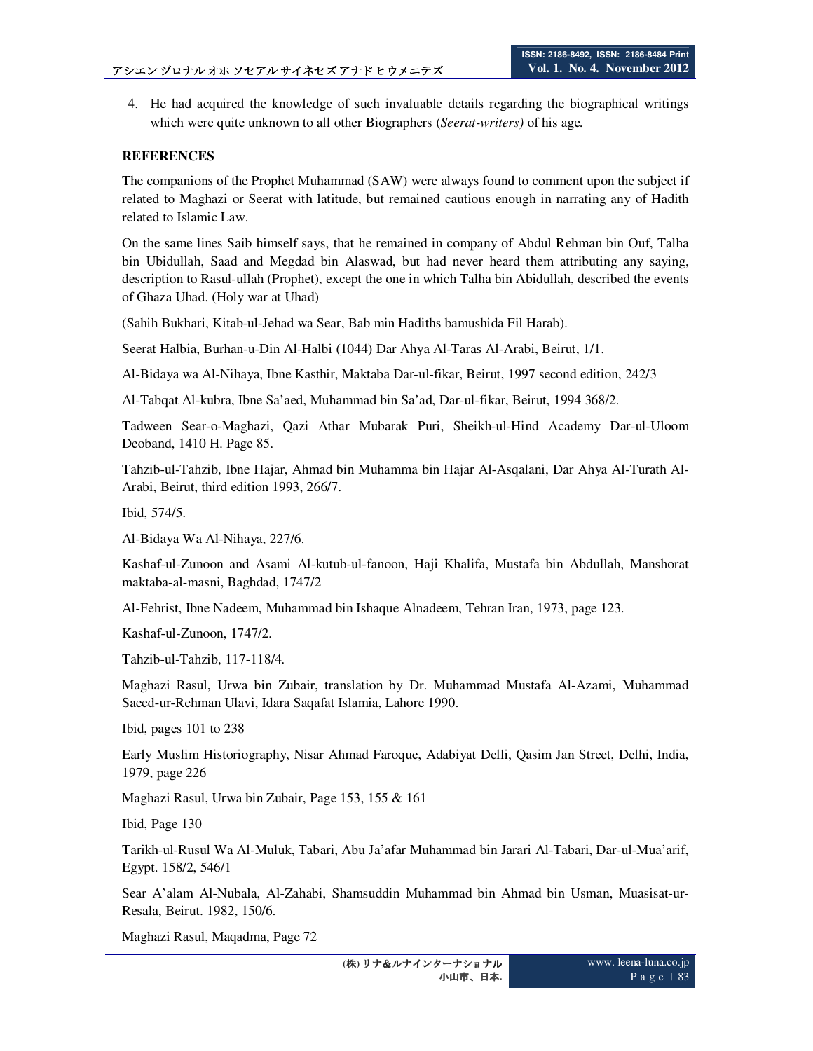4. He had acquired the knowledge of such invaluable details regarding the biographical writings which were quite unknown to all other Biographers (*Seerat-writers)* of his age.

## REFERENCES

The companions of the Prophet Muhammad (SAW) were always found to comment upon the subject if related to Maghazi or Seerat with latitude, but remained cautious enough in narrating any of Hadith related to Islamic Law.

On the same lines Saib himself says, that he remained in company of Abdul Rehman bin Ouf, Talha bin Ubidullah, Saad and Megdad bin Alaswad, but had never heard them attributing any saying, description to Rasul-ullah (Prophet), except the one in which Talha bin Abidullah, described the events of Ghaza Uhad. (Holy war at Uhad)

(Sahih Bukhari, Kitab-ul-Jehad wa Sear, Bab min Hadiths bamushida Fil Harab).

Seerat Halbia, Burhan-u-Din Al-Halbi (1044) Dar Ahya Al-Taras Al-Arabi, Beirut, 1/1.

Al-Bidaya wa Al-Nihaya, Ibne Kasthir, Maktaba Dar-ul-fikar, Beirut, 1997 second edition, 242/3

Al-Tabqat Al-kubra, Ibne Sa'aed, Muhammad bin Sa'ad, Dar-ul-fikar, Beirut, 1994 368/2.

Tadween Sear-o-Maghazi, Qazi Athar Mubarak Puri, Sheikh-ul-Hind Academy Dar-ul-Uloom Deoband, 1410 H. Page 85.

Tahzib-ul-Tahzib, Ibne Hajar, Ahmad bin Muhamma bin Hajar Al-Asqalani, Dar Ahya Al-Turath Al-Arabi, Beirut, third edition 1993, 266/7.

Ibid, 574/5.

Al-Bidaya Wa Al-Nihaya, 227/6.

Kashaf-ul-Zunoon and Asami Al-kutub-ul-fanoon, Haji Khalifa, Mustafa bin Abdullah, Manshorat maktaba-al-masni, Baghdad, 1747/2

Al-Fehrist, Ibne Nadeem, Muhammad bin Ishaque Alnadeem, Tehran Iran, 1973, page 123.

Kashaf-ul-Zunoon, 1747/2.

Tahzib-ul-Tahzib, 117-118/4.

Maghazi Rasul, Urwa bin Zubair, translation by Dr. Muhammad Mustafa Al-Azami, Muhammad Saeed-ur-Rehman Ulavi, Idara Saqafat Islamia, Lahore 1990.

Ibid, pages 101 to 238

Early Muslim Historiography, Nisar Ahmad Faroque, Adabiyat Delli, Qasim Jan Street, Delhi, India, 1979, page 226

Maghazi Rasul, Urwa bin Zubair, Page 153, 155 & 161

Ibid, Page 130

Tarikh-ul-Rusul Wa Al-Muluk, Tabari, Abu Ja'afar Muhammad bin Jarari Al-Tabari, Dar-ul-Mua'arif, Egypt. 158/2, 546/1

Sear A'alam Al-Nubala, Al-Zahabi, Shamsuddin Muhammad bin Ahmad bin Usman, Muasisat-ur-Resala, Beirut. 1982, 150/6.

Maghazi Rasul, Maqadma, Page 72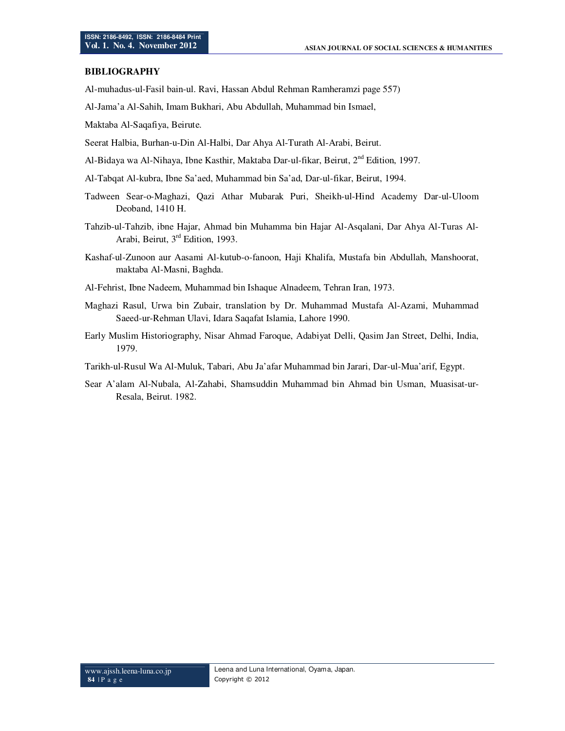## BIBLIOGRAPHY

Al-muhadus-ul-Fasil bain-ul. Ravi, Hassan Abdul Rehman Ramheramzi page 557)

Al-Jama'a Al-Sahih, Imam Bukhari, Abu Abdullah, Muhammad bin Ismael,

Maktaba Al-Saqafiya, Beirute.

Seerat Halbia, Burhan-u-Din Al-Halbi, Dar Ahya Al-Turath Al-Arabi, Beirut.

Al-Bidaya wa Al-Nihaya, Ibne Kasthir, Maktaba Dar-ul-fikar, Beirut, 2nd Edition, 1997.

Al-Tabqat Al-kubra, Ibne Sa'aed, Muhammad bin Sa'ad, Dar-ul-fikar, Beirut, 1994.

Tadween Sear-o-Maghazi, Qazi Athar Mubarak Puri, Sheikh-ul-Hind Academy Dar-ul-Uloom Deoband, 1410 H.

Tahzib-ul-Tahzib, ibne Hajar, Ahmad bin Muhamma bin Hajar Al-Asqalani, Dar Ahya Al-Turas Al-Arabi, Beirut, 3rd Edition, 1993.

Kashaf-ul-Zunoon aur Aasami Al-kutub-o-fanoon, Haji Khalifa, Mustafa bin Abdullah, Manshoorat, maktaba Al-Masni, Baghda.

Al-Fehrist, Ibne Nadeem, Muhammad bin Ishaque Alnadeem, Tehran Iran, 1973.

Maghazi Rasul, Urwa bin Zubair, translation by Dr. Muhammad Mustafa Al-Azami, Muhammad Saeed-ur-Rehman Ulavi, Idara Saqafat Islamia, Lahore 1990.

Early Muslim Historiography, Nisar Ahmad Faroque, Adabiyat Delli, Qasim Jan Street, Delhi, India, 1979.

Tarikh-ul-Rusul Wa Al-Muluk, Tabari, Abu Ja'afar Muhammad bin Jarari, Dar-ul-Mua'arif, Egypt.

Sear A'alam Al-Nubala, Al-Zahabi, Shamsuddin Muhammad bin Ahmad bin Usman, Muasisat-ur-Resala, Beirut. 1982.